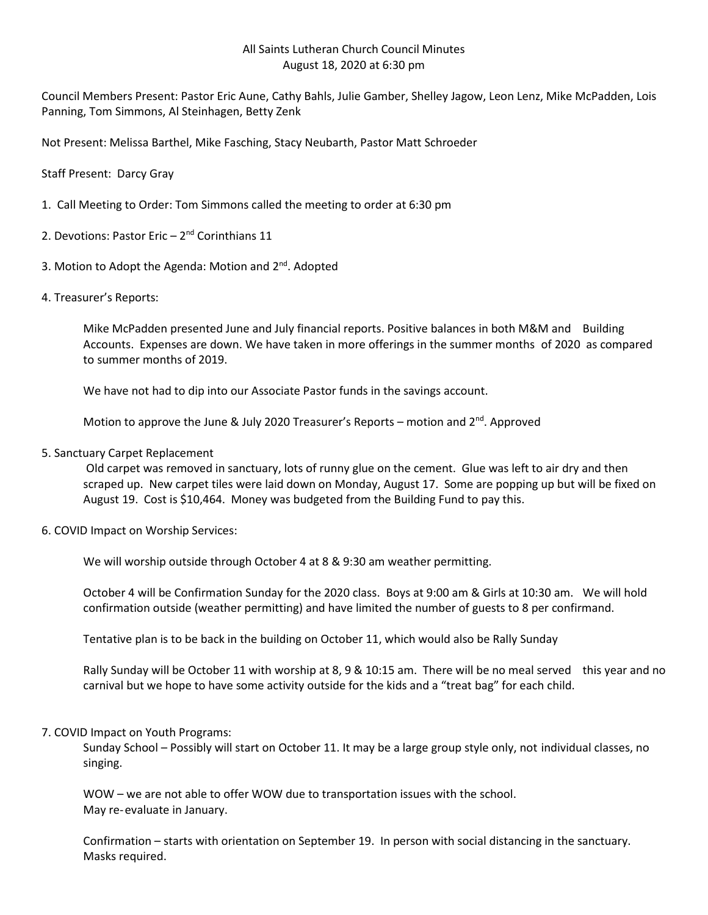# All Saints Lutheran Church Council Minutes
## August 18, 2020 at 6:30 pm

Council Members Present: Pastor Eric Aune, Cathy Bahls, Julie Gamber, Shelley Jagow, Leon Lenz, Mike McPadden, Lois Panning, Tom Simmons, Al Steinhagen, Betty Zenk

Not Present: Melissa Barthel, Mike Fasching, Stacy Neubarth, Pastor Matt Schroeder

Staff Present: Darcy Gray

1. Call Meeting to Order: Tom Simmons called the meeting to order at 6:30 pm

2. Devotions: Pastor Eric – 2nd Corinthians 11

3. Motion to Adopt the Agenda: Motion and 2nd. Adopted

4. Treasurer's Reports:

   Mike McPadden presented June and July financial reports. Positive balances in both M&M and Building Accounts. Expenses are down. We have taken in more offerings in the summer months of 2020 as compared to summer months of 2019.

   We have not had to dip into our Associate Pastor funds in the savings account.

   Motion to approve the June & July 2020 Treasurer's Reports – motion and 2nd. Approved

5. Sanctuary Carpet Replacement

   Old carpet was removed in sanctuary, lots of runny glue on the cement. Glue was left to air dry and then scraped up. New carpet tiles were laid down on Monday, August 17. Some are popping up but will be fixed on August 19. Cost is $10,464. Money was budgeted from the Building Fund to pay this.

6. COVID Impact on Worship Services:

   We will worship outside through October 4 at 8 & 9:30 am weather permitting.

   October 4 will be Confirmation Sunday for the 2020 class. Boys at 9:00 am & Girls at 10:30 am. We will hold confirmation outside (weather permitting) and have limited the number of guests to 8 per confirmand.

   Tentative plan is to be back in the building on October 11, which would also be Rally Sunday

   Rally Sunday will be October 11 with worship at 8, 9 & 10:15 am. There will be no meal served this year and no carnival but we hope to have some activity outside for the kids and a "treat bag" for each child.

7. COVID Impact on Youth Programs:

   Sunday School – Possibly will start on October 11. It may be a large group style only, not individual classes, no singing.

   WOW – we are not able to offer WOW due to transportation issues with the school.
   May re-evaluate in January.

   Confirmation – starts with orientation on September 19. In person with social distancing in the sanctuary. Masks required.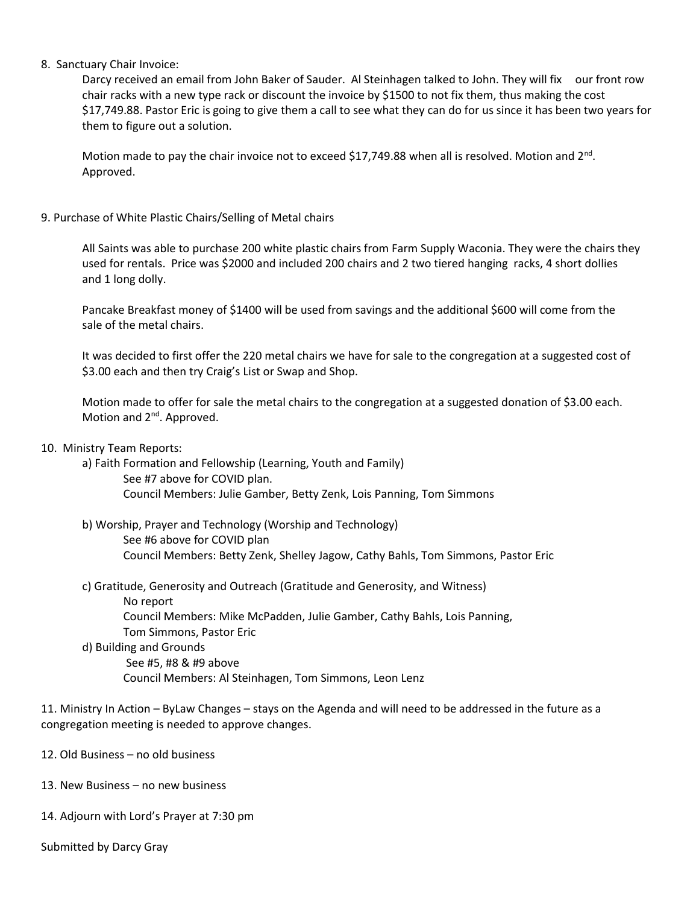8. Sanctuary Chair Invoice:

Darcy received an email from John Baker of Sauder. Al Steinhagen talked to John. They will fix our front row chair racks with a new type rack or discount the invoice by $1500 to not fix them, thus making the cost $17,749.88. Pastor Eric is going to give them a call to see what they can do for us since it has been two years for them to figure out a solution.

Motion made to pay the chair invoice not to exceed $17,749.88 when all is resolved. Motion and 2nd. Approved.

9. Purchase of White Plastic Chairs/Selling of Metal chairs

All Saints was able to purchase 200 white plastic chairs from Farm Supply Waconia. They were the chairs they used for rentals. Price was $2000 and included 200 chairs and 2 two tiered hanging racks, 4 short dollies and 1 long dolly.

Pancake Breakfast money of $1400 will be used from savings and the additional $600 will come from the sale of the metal chairs.

It was decided to first offer the 220 metal chairs we have for sale to the congregation at a suggested cost of $3.00 each and then try Craig's List or Swap and Shop.

Motion made to offer for sale the metal chairs to the congregation at a suggested donation of $3.00 each. Motion and 2nd. Approved.

10. Ministry Team Reports:

a) Faith Formation and Fellowship (Learning, Youth and Family)
   See #7 above for COVID plan.
   Council Members: Julie Gamber, Betty Zenk, Lois Panning, Tom Simmons

b) Worship, Prayer and Technology (Worship and Technology)
   See #6 above for COVID plan
   Council Members: Betty Zenk, Shelley Jagow, Cathy Bahls, Tom Simmons, Pastor Eric

c) Gratitude, Generosity and Outreach (Gratitude and Generosity, and Witness)
   No report
   Council Members: Mike McPadden, Julie Gamber, Cathy Bahls, Lois Panning, Tom Simmons, Pastor Eric

d) Building and Grounds
   See #5, #8 & #9 above
   Council Members: Al Steinhagen, Tom Simmons, Leon Lenz

11. Ministry In Action – ByLaw Changes – stays on the Agenda and will need to be addressed in the future as a congregation meeting is needed to approve changes.

12. Old Business – no old business

13. New Business – no new business

14. Adjourn with Lord's Prayer at 7:30 pm

Submitted by Darcy Gray